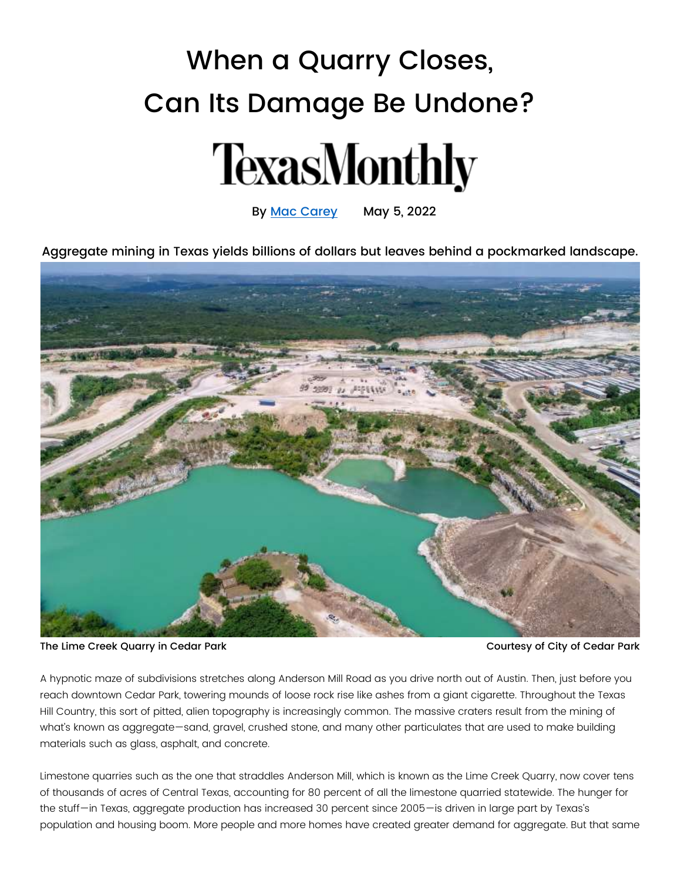# When a Quarry Closes, Can Its Damage Be Undone?

**TexasMonthly**

By [Mac Carey](#) May 5, 2022

Aggregate mining in Texas yields billions of dollars but leaves behind a pockmarked landscape.

The Lime Creek Quarry in Cedar Park Courtesy of City of Cedar Park

A hypnotic maze of subdivisions stretches along Anderson Mill Road as you drive north out of Austin. Then, just before you reach downtown Cedar Park, towering mounds of loose rock rise like ashes from a giant cigarette. Throughout the Texas Hill Country, this sort of pitted, alien topography is increasingly common. The massive craters result from the mining of what's known as aggregate—sand, gravel, crushed stone, and many other particulates that are used to make building materials such as glass, asphalt, and concrete.

Limestone quarries such as the one that straddles Anderson Mill, which is known as the Lime Creek Quarry, now cover tens of thousands of acres of Central Texas, accounting for 80 percent of all the limestone quarried statewide. The hunger for the stuff—in Texas, aggregate production has increased 30 percent since 2005—is driven in large part by Texas's population and housing boom. More people and more homes have created greater demand for aggregate. But that same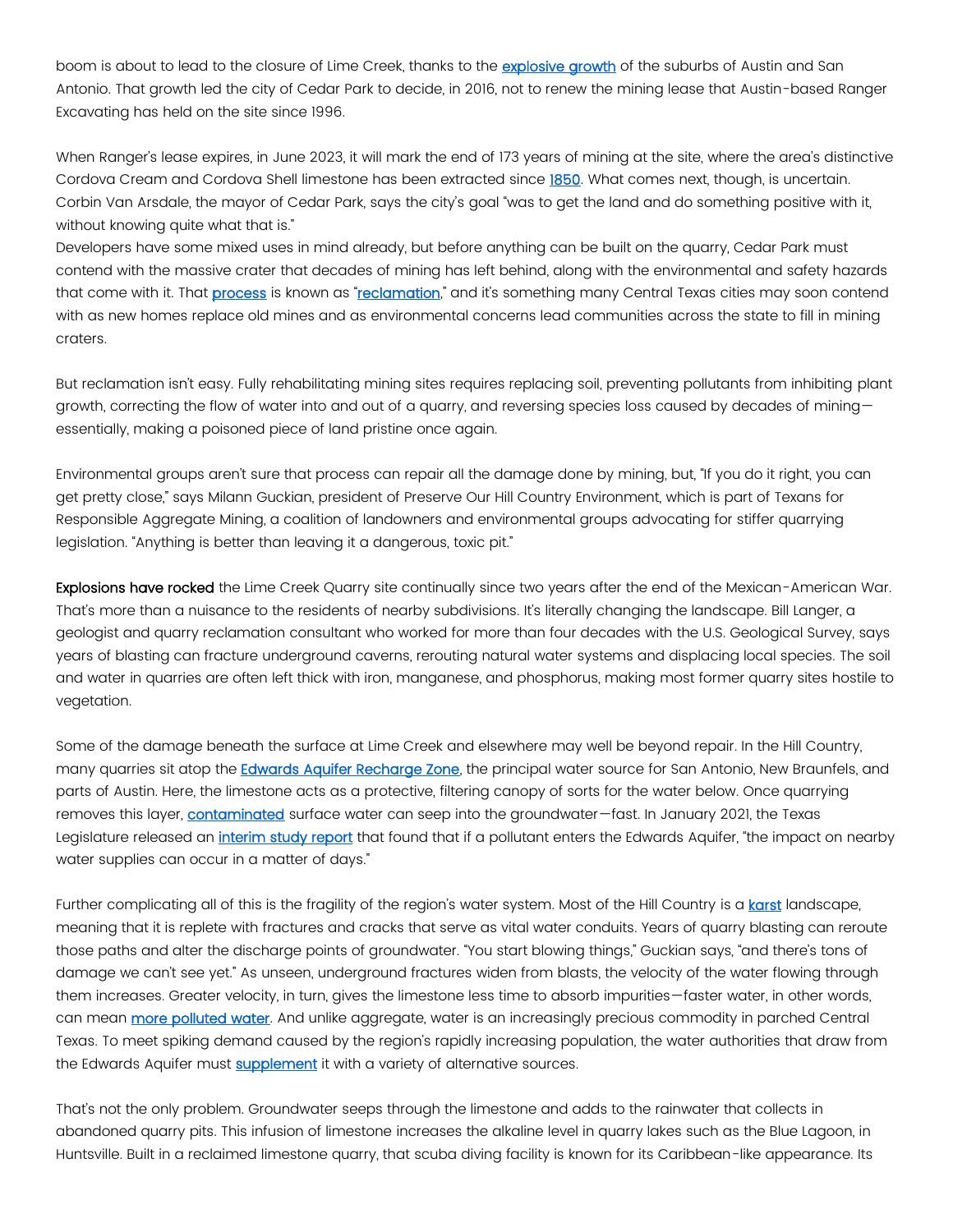boom is about to lead to the closure of Lime Creek, thanks to the explosive growth of the suburbs of Austin and San Antonio. That growth led the city of Cedar Park to decide, in 2016, not to renew the mining lease that Austin-based Ranger Excavating has held on the site since 1996.

When Ranger's lease expires, in June 2023, it will mark the end of 173 years of mining at the site, where the area's distinctive Cordova Cream and Cordova Shell limestone has been extracted since 1850. What comes next, though, is uncertain. Corbin Van Arsdale, the mayor of Cedar Park, says the city's goal "was to get the land and do something positive with it, without knowing quite what that is."

Developers have some mixed uses in mind already, but before anything can be built on the quarry, Cedar Park must contend with the massive crater that decades of mining has left behind, along with the environmental and safety hazards that come with it. That process is known as "reclamation," and it's something many Central Texas cities may soon contend with as new homes replace old mines and as environmental concerns lead communities across the state to fill in mining craters.

But reclamation isn't easy. Fully rehabilitating mining sites requires replacing soil, preventing pollutants from inhibiting plant growth, correcting the flow of water into and out of a quarry, and reversing species loss caused by decades of mining—essentially, making a poisoned piece of land pristine once again.

Environmental groups aren't sure that process can repair all the damage done by mining, but, "If you do it right, you can get pretty close," says Milann Guckian, president of Preserve Our Hill Country Environment, which is part of Texans for Responsible Aggregate Mining, a coalition of landowners and environmental groups advocating for stiffer quarrying legislation. "Anything is better than leaving it a dangerous, toxic pit."

**Explosions have rocked** the Lime Creek Quarry site continually since two years after the end of the Mexican-American War. That's more than a nuisance to the residents of nearby subdivisions. It's literally changing the landscape. Bill Langer, a geologist and quarry reclamation consultant who worked for more than four decades with the U.S. Geological Survey, says years of blasting can fracture underground caverns, rerouting natural water systems and displacing local species. The soil and water in quarries are often left thick with iron, manganese, and phosphorus, making most former quarry sites hostile to vegetation.

Some of the damage beneath the surface at Lime Creek and elsewhere may well be beyond repair. In the Hill Country, many quarries sit atop the Edwards Aquifer Recharge Zone, the principal water source for San Antonio, New Braunfels, and parts of Austin. Here, the limestone acts as a protective, filtering canopy of sorts for the water below. Once quarrying removes this layer, contaminated surface water can seep into the groundwater—fast. In January 2021, the Texas Legislature released an interim study report that found that if a pollutant enters the Edwards Aquifer, "the impact on nearby water supplies can occur in a matter of days."

Further complicating all of this is the fragility of the region's water system. Most of the Hill Country is a karst landscape, meaning that it is replete with fractures and cracks that serve as vital water conduits. Years of quarry blasting can reroute those paths and alter the discharge points of groundwater. "You start blowing things," Guckian says, "and there's tons of damage we can't see yet." As unseen, underground fractures widen from blasts, the velocity of the water flowing through them increases. Greater velocity, in turn, gives the limestone less time to absorb impurities—faster water, in other words, can mean more polluted water. And unlike aggregate, water is an increasingly precious commodity in parched Central Texas. To meet spiking demand caused by the region's rapidly increasing population, the water authorities that draw from the Edwards Aquifer must supplement it with a variety of alternative sources.

That's not the only problem. Groundwater seeps through the limestone and adds to the rainwater that collects in abandoned quarry pits. This infusion of limestone increases the alkaline level in quarry lakes such as the Blue Lagoon, in Huntsville. Built in a reclaimed limestone quarry, that scuba diving facility is known for its Caribbean-like appearance. Its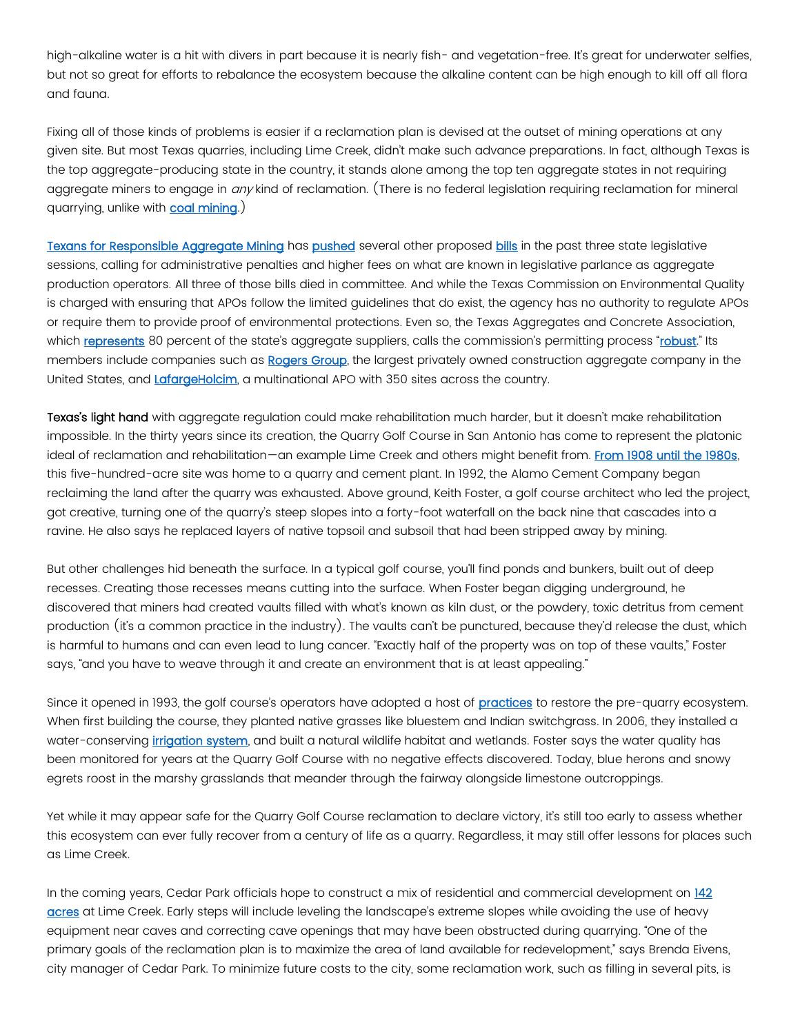high-alkaline water is a hit with divers in part because it is nearly fish- and vegetation-free. It's great for underwater selfies, but not so great for efforts to rebalance the ecosystem because the alkaline content can be high enough to kill off all flora and fauna.

Fixing all of those kinds of problems is easier if a reclamation plan is devised at the outset of mining operations at any given site. But most Texas quarries, including Lime Creek, didn't make such advance preparations. In fact, although Texas is the top aggregate-producing state in the country, it stands alone among the top ten aggregate states in not requiring aggregate miners to engage in *any* kind of reclamation. (There is no federal legislation requiring reclamation for mineral quarrying, unlike with coal mining.)

Texans for Responsible Aggregate Mining has pushed several other proposed bills in the past three state legislative sessions, calling for administrative penalties and higher fees on what are known in legislative parlance as aggregate production operators. All three of those bills died in committee. And while the Texas Commission on Environmental Quality is charged with ensuring that APOs follow the limited guidelines that do exist, the agency has no authority to regulate APOs or require them to provide proof of environmental protections. Even so, the Texas Aggregates and Concrete Association, which represents 80 percent of the state's aggregate suppliers, calls the commission's permitting process "robust." Its members include companies such as Rogers Group, the largest privately owned construction aggregate company in the United States, and LafargeHolcim, a multinational APO with 350 sites across the country.

**Texas's light hand** with aggregate regulation could make rehabilitation much harder, but it doesn't make rehabilitation impossible. In the thirty years since its creation, the Quarry Golf Course in San Antonio has come to represent the platonic ideal of reclamation and rehabilitation—an example Lime Creek and others might benefit from. From 1908 until the 1980s, this five-hundred-acre site was home to a quarry and cement plant. In 1992, the Alamo Cement Company began reclaiming the land after the quarry was exhausted. Above ground, Keith Foster, a golf course architect who led the project, got creative, turning one of the quarry's steep slopes into a forty-foot waterfall on the back nine that cascades into a ravine. He also says he replaced layers of native topsoil and subsoil that had been stripped away by mining.

But other challenges hid beneath the surface. In a typical golf course, you'll find ponds and bunkers, built out of deep recesses. Creating those recesses means cutting into the surface. When Foster began digging underground, he discovered that miners had created vaults filled with what's known as kiln dust, or the powdery, toxic detritus from cement production (it's a common practice in the industry). The vaults can't be punctured, because they'd release the dust, which is harmful to humans and can even lead to lung cancer. "Exactly half of the property was on top of these vaults," Foster says, "and you have to weave through it and create an environment that is at least appealing."

Since it opened in 1993, the golf course's operators have adopted a host of practices to restore the pre-quarry ecosystem. When first building the course, they planted native grasses like bluestem and Indian switchgrass. In 2006, they installed a water-conserving irrigation system, and built a natural wildlife habitat and wetlands. Foster says the water quality has been monitored for years at the Quarry Golf Course with no negative effects discovered. Today, blue herons and snowy egrets roost in the marshy grasslands that meander through the fairway alongside limestone outcroppings.

Yet while it may appear safe for the Quarry Golf Course reclamation to declare victory, it's still too early to assess whether this ecosystem can ever fully recover from a century of life as a quarry. Regardless, it may still offer lessons for places such as Lime Creek.

In the coming years, Cedar Park officials hope to construct a mix of residential and commercial development on 142 acres at Lime Creek. Early steps will include leveling the landscape's extreme slopes while avoiding the use of heavy equipment near caves and correcting cave openings that may have been obstructed during quarrying. "One of the primary goals of the reclamation plan is to maximize the area of land available for redevelopment," says Brenda Eivens, city manager of Cedar Park. To minimize future costs to the city, some reclamation work, such as filling in several pits, is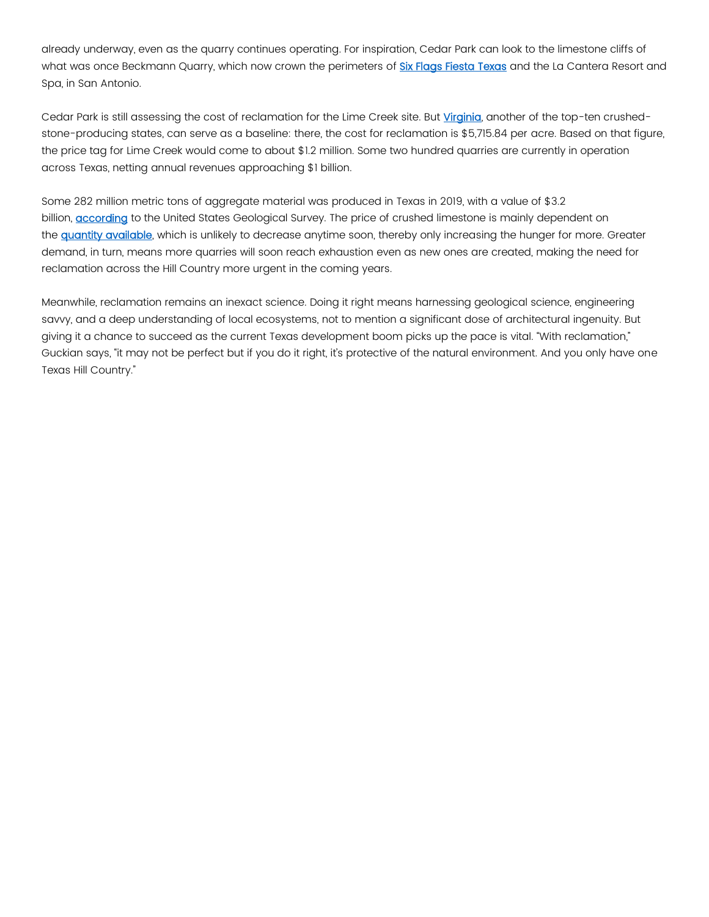already underway, even as the quarry continues operating. For inspiration, Cedar Park can look to the limestone cliffs of what was once Beckmann Quarry, which now crown the perimeters of [Six Flags Fiesta Texas] and the La Cantera Resort and Spa, in San Antonio.

Cedar Park is still assessing the cost of reclamation for the Lime Creek site. But [Virginia], another of the top-ten crushed-stone-producing states, can serve as a baseline: there, the cost for reclamation is $5,715.84 per acre. Based on that figure, the price tag for Lime Creek would come to about $1.2 million. Some two hundred quarries are currently in operation across Texas, netting annual revenues approaching $1 billion.

Some 282 million metric tons of aggregate material was produced in Texas in 2019, with a value of $3.2 billion, [according] to the United States Geological Survey. The price of crushed limestone is mainly dependent on the [quantity available], which is unlikely to decrease anytime soon, thereby only increasing the hunger for more. Greater demand, in turn, means more quarries will soon reach exhaustion even as new ones are created, making the need for reclamation across the Hill Country more urgent in the coming years.

Meanwhile, reclamation remains an inexact science. Doing it right means harnessing geological science, engineering savvy, and a deep understanding of local ecosystems, not to mention a significant dose of architectural ingenuity. But giving it a chance to succeed as the current Texas development boom picks up the pace is vital. "With reclamation," Guckian says, "it may not be perfect but if you do it right, it's protective of the natural environment. And you only have one Texas Hill Country."